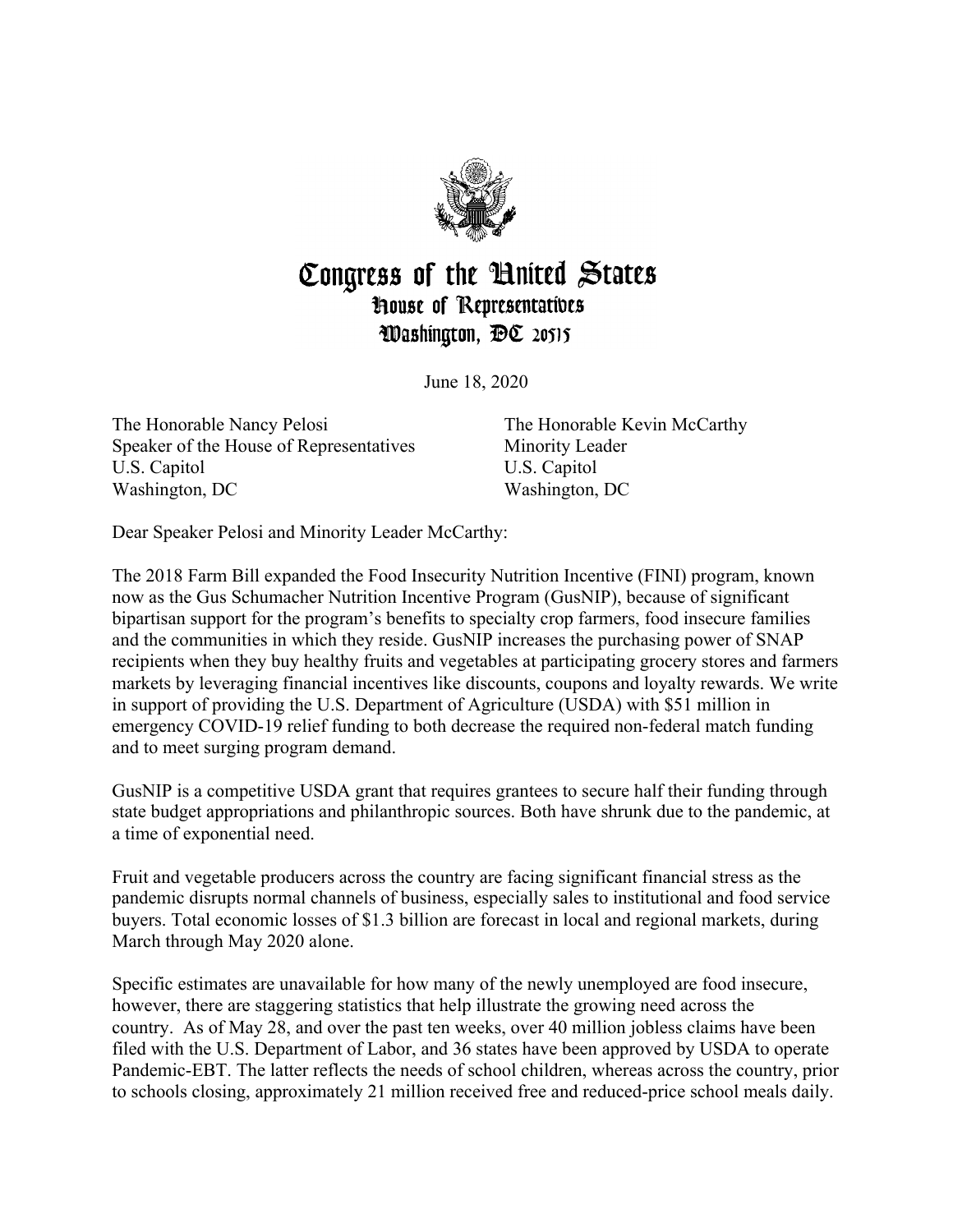# Congress of the United States
## House of Representatives
### Washington, DC 20515

June 18, 2020

The Honorable Nancy Pelosi
Speaker of the House of Representatives
U.S. Capitol
Washington, DC

The Honorable Kevin McCarthy
Minority Leader
U.S. Capitol
Washington, DC

Dear Speaker Pelosi and Minority Leader McCarthy:

The 2018 Farm Bill expanded the Food Insecurity Nutrition Incentive (FINI) program, known now as the Gus Schumacher Nutrition Incentive Program (GusNIP), because of significant bipartisan support for the program's benefits to specialty crop farmers, food insecure families and the communities in which they reside. GusNIP increases the purchasing power of SNAP recipients when they buy healthy fruits and vegetables at participating grocery stores and farmers markets by leveraging financial incentives like discounts, coupons and loyalty rewards. We write in support of providing the U.S. Department of Agriculture (USDA) with $51 million in emergency COVID-19 relief funding to both decrease the required non-federal match funding and to meet surging program demand.

GusNIP is a competitive USDA grant that requires grantees to secure half their funding through state budget appropriations and philanthropic sources. Both have shrunk due to the pandemic, at a time of exponential need.

Fruit and vegetable producers across the country are facing significant financial stress as the pandemic disrupts normal channels of business, especially sales to institutional and food service buyers. Total economic losses of $1.3 billion are forecast in local and regional markets, during March through May 2020 alone.

Specific estimates are unavailable for how many of the newly unemployed are food insecure, however, there are staggering statistics that help illustrate the growing need across the country. As of May 28, and over the past ten weeks, over 40 million jobless claims have been filed with the U.S. Department of Labor, and 36 states have been approved by USDA to operate Pandemic-EBT. The latter reflects the needs of school children, whereas across the country, prior to schools closing, approximately 21 million received free and reduced-price school meals daily.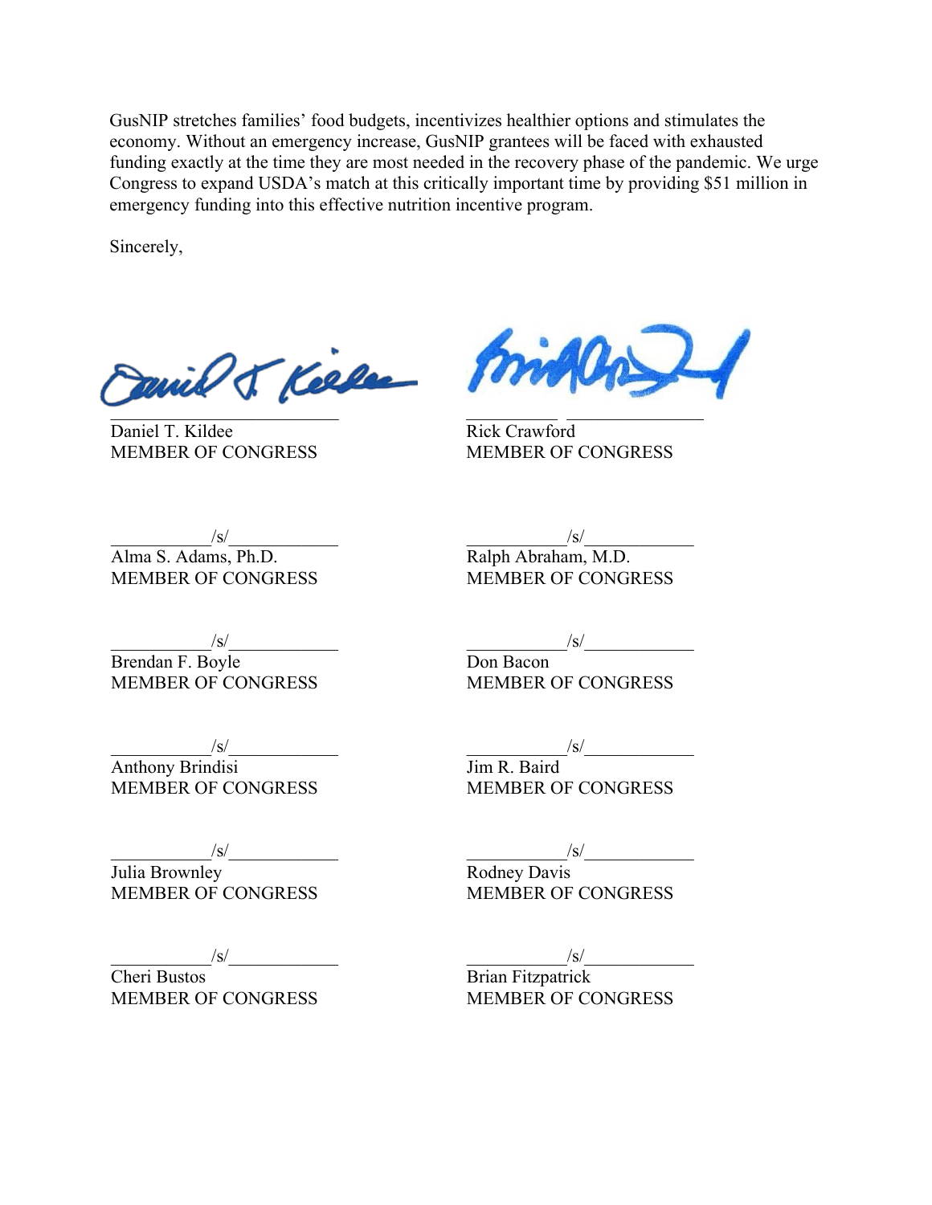GusNIP stretches families' food budgets, incentivizes healthier options and stimulates the economy. Without an emergency increase, GusNIP grantees will be faced with exhausted funding exactly at the time they are most needed in the recovery phase of the pandemic. We urge Congress to expand USDA's match at this critically important time by providing $51 million in emergency funding into this effective nutrition incentive program.

Sincerely,

Daniel T. Kildee
MEMBER OF CONGRESS

Rick Crawford
MEMBER OF CONGRESS

/s/
Alma S. Adams, Ph.D.
MEMBER OF CONGRESS

/s/
Ralph Abraham, M.D.
MEMBER OF CONGRESS

/s/
Brendan F. Boyle
MEMBER OF CONGRESS

/s/
Don Bacon
MEMBER OF CONGRESS

/s/
Anthony Brindisi
MEMBER OF CONGRESS

/s/
Jim R. Baird
MEMBER OF CONGRESS

/s/
Julia Brownley
MEMBER OF CONGRESS

/s/
Rodney Davis
MEMBER OF CONGRESS

/s/
Cheri Bustos
MEMBER OF CONGRESS

/s/
Brian Fitzpatrick
MEMBER OF CONGRESS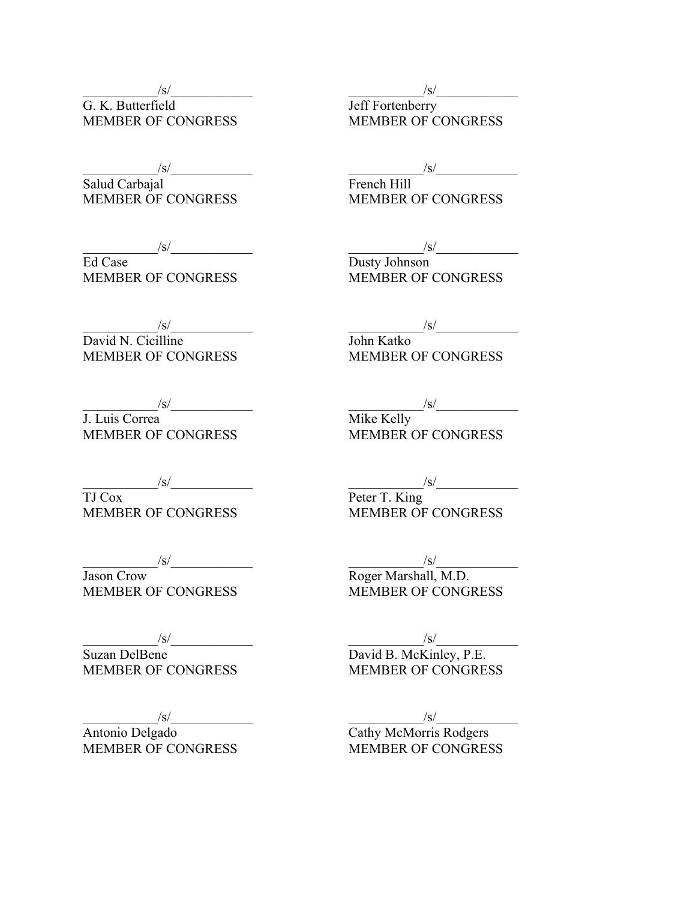/s/
G. K. Butterfield
MEMBER OF CONGRESS

/s/
Salud Carbajal
MEMBER OF CONGRESS

/s/
Ed Case
MEMBER OF CONGRESS

/s/
David N. Cicilline
MEMBER OF CONGRESS

/s/
J. Luis Correa
MEMBER OF CONGRESS

/s/
TJ Cox
MEMBER OF CONGRESS

/s/
Jason Crow
MEMBER OF CONGRESS

/s/
Suzan DelBene
MEMBER OF CONGRESS

/s/
Antonio Delgado
MEMBER OF CONGRESS

/s/
Jeff Fortenberry
MEMBER OF CONGRESS

/s/
French Hill
MEMBER OF CONGRESS

/s/
Dusty Johnson
MEMBER OF CONGRESS

/s/
John Katko
MEMBER OF CONGRESS

/s/
Mike Kelly
MEMBER OF CONGRESS

/s/
Peter T. King
MEMBER OF CONGRESS

/s/
Roger Marshall, M.D.
MEMBER OF CONGRESS

/s/
David B. McKinley, P.E.
MEMBER OF CONGRESS

/s/
Cathy McMorris Rodgers
MEMBER OF CONGRESS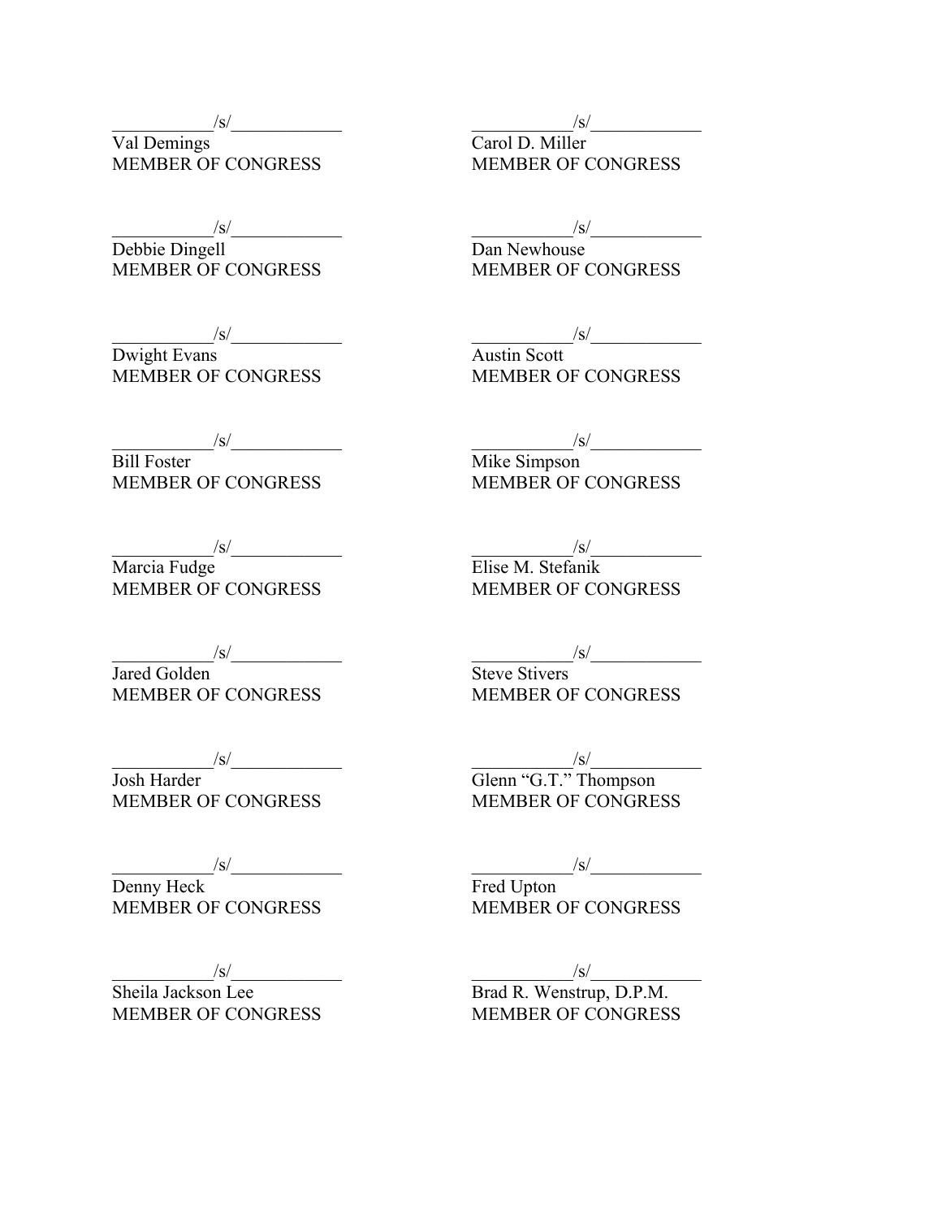/s/
Val Demings
MEMBER OF CONGRESS

/s/
Debbie Dingell
MEMBER OF CONGRESS

/s/
Dwight Evans
MEMBER OF CONGRESS

/s/
Bill Foster
MEMBER OF CONGRESS

/s/
Marcia Fudge
MEMBER OF CONGRESS

/s/
Jared Golden
MEMBER OF CONGRESS

/s/
Josh Harder
MEMBER OF CONGRESS

/s/
Denny Heck
MEMBER OF CONGRESS

/s/
Sheila Jackson Lee
MEMBER OF CONGRESS

/s/
Carol D. Miller
MEMBER OF CONGRESS

/s/
Dan Newhouse
MEMBER OF CONGRESS

/s/
Austin Scott
MEMBER OF CONGRESS

/s/
Mike Simpson
MEMBER OF CONGRESS

/s/
Elise M. Stefanik
MEMBER OF CONGRESS

/s/
Steve Stivers
MEMBER OF CONGRESS

/s/
Glenn "G.T." Thompson
MEMBER OF CONGRESS

/s/
Fred Upton
MEMBER OF CONGRESS

/s/
Brad R. Wenstrup, D.P.M.
MEMBER OF CONGRESS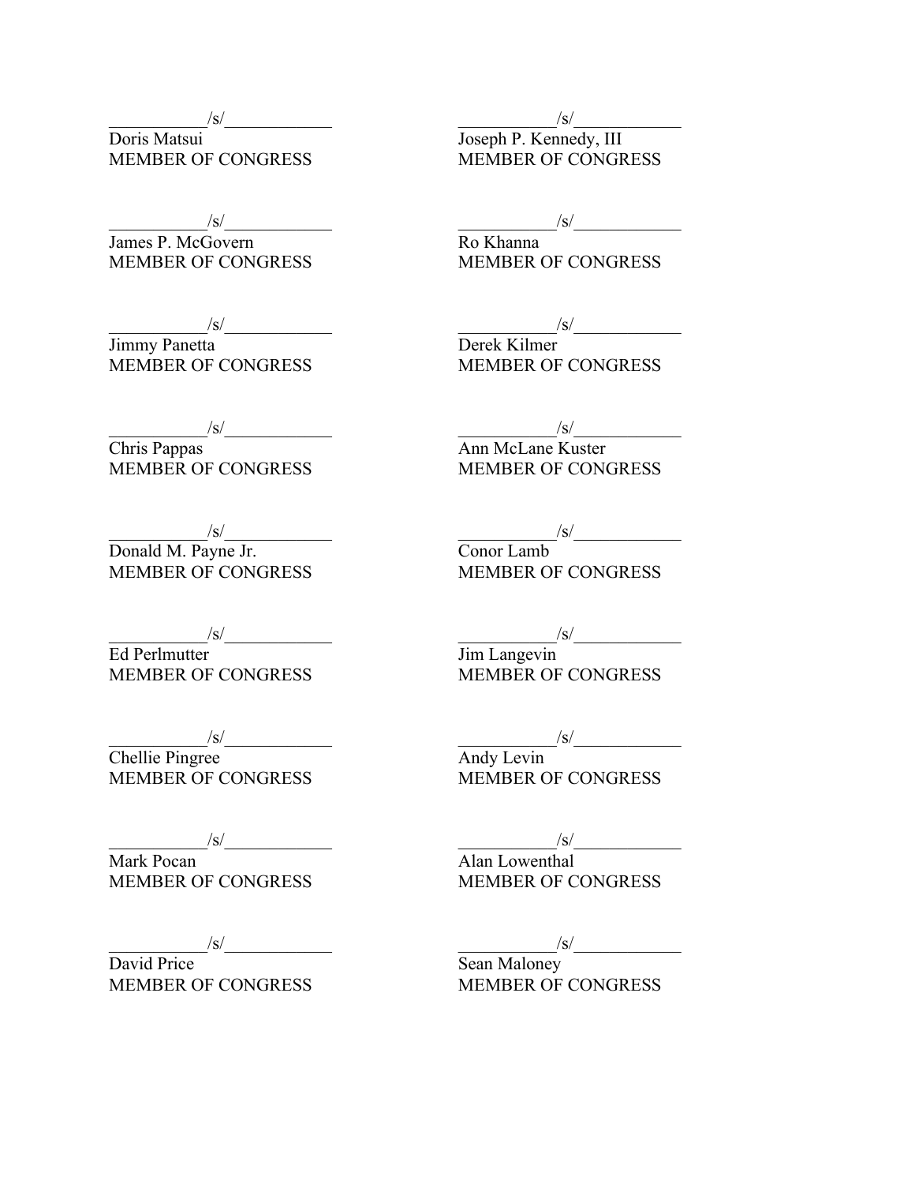/s/
Doris Matsui
MEMBER OF CONGRESS

/s/
Joseph P. Kennedy, III
MEMBER OF CONGRESS

/s/
James P. McGovern
MEMBER OF CONGRESS

/s/
Ro Khanna
MEMBER OF CONGRESS

/s/
Jimmy Panetta
MEMBER OF CONGRESS

/s/
Derek Kilmer
MEMBER OF CONGRESS

/s/
Chris Pappas
MEMBER OF CONGRESS

/s/
Ann McLane Kuster
MEMBER OF CONGRESS

/s/
Donald M. Payne Jr.
MEMBER OF CONGRESS

/s/
Conor Lamb
MEMBER OF CONGRESS

/s/
Ed Perlmutter
MEMBER OF CONGRESS

/s/
Jim Langevin
MEMBER OF CONGRESS

/s/
Chellie Pingree
MEMBER OF CONGRESS

/s/
Andy Levin
MEMBER OF CONGRESS

/s/
Mark Pocan
MEMBER OF CONGRESS

/s/
Alan Lowenthal
MEMBER OF CONGRESS

/s/
David Price
MEMBER OF CONGRESS

/s/
Sean Maloney
MEMBER OF CONGRESS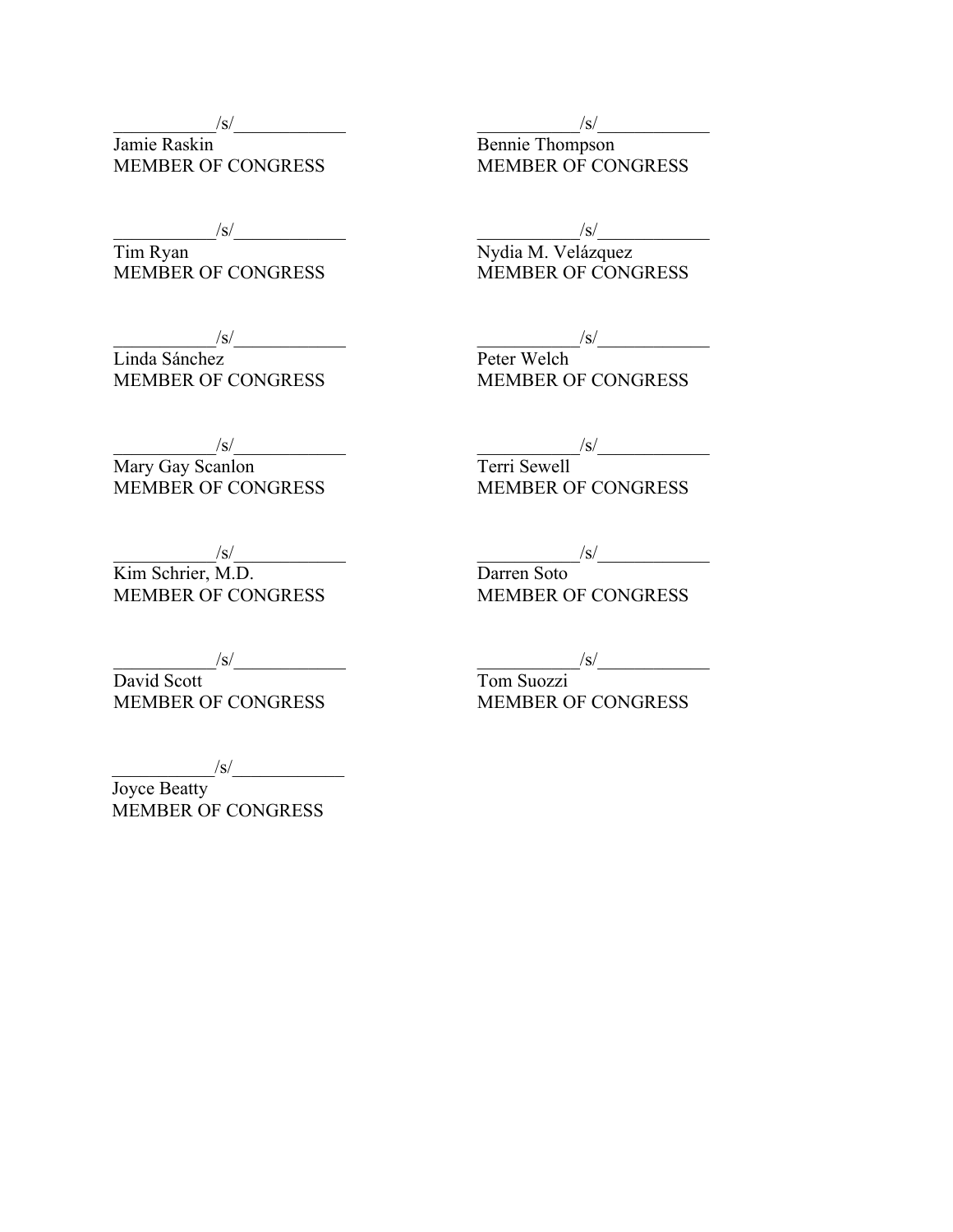/s/
Jamie Raskin
MEMBER OF CONGRESS

/s/
Bennie Thompson
MEMBER OF CONGRESS

/s/
Tim Ryan
MEMBER OF CONGRESS

/s/
Nydia M. Velázquez
MEMBER OF CONGRESS

/s/
Linda Sánchez
MEMBER OF CONGRESS

/s/
Peter Welch
MEMBER OF CONGRESS

/s/
Mary Gay Scanlon
MEMBER OF CONGRESS

/s/
Terri Sewell
MEMBER OF CONGRESS

/s/
Kim Schrier, M.D.
MEMBER OF CONGRESS

/s/
Darren Soto
MEMBER OF CONGRESS

/s/
David Scott
MEMBER OF CONGRESS

/s/
Tom Suozzi
MEMBER OF CONGRESS

/s/
Joyce Beatty
MEMBER OF CONGRESS